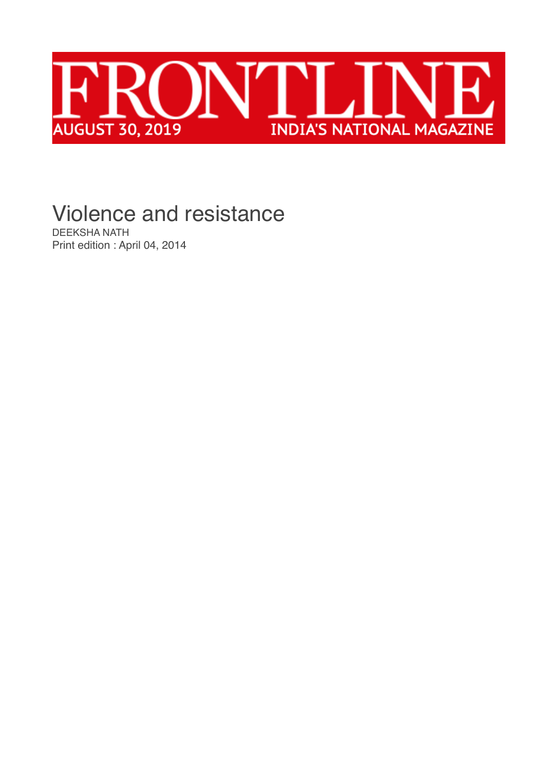# FRONTLINE

AUGUST 30, 2019 INDIA'S NATIONAL MAGAZINE

## Violence and resistance

DEEKSHA NATH

Print edition : April 04, 2014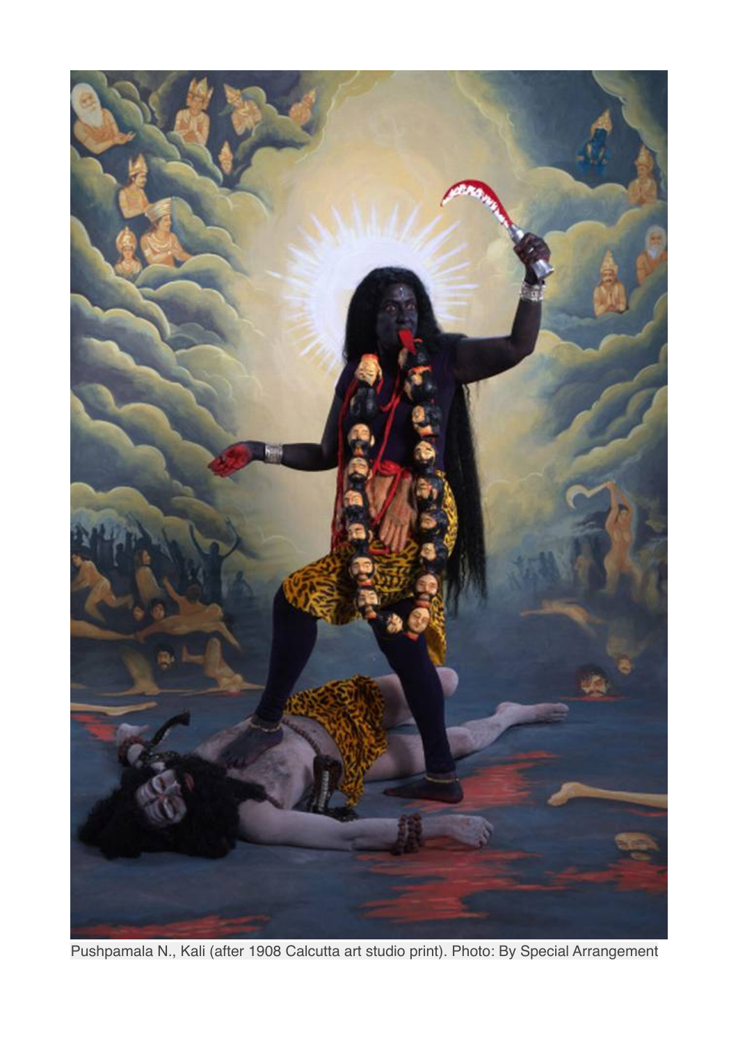Pushpamala N., Kali (after 1908 Calcutta art studio print). Photo: By Special Arrangement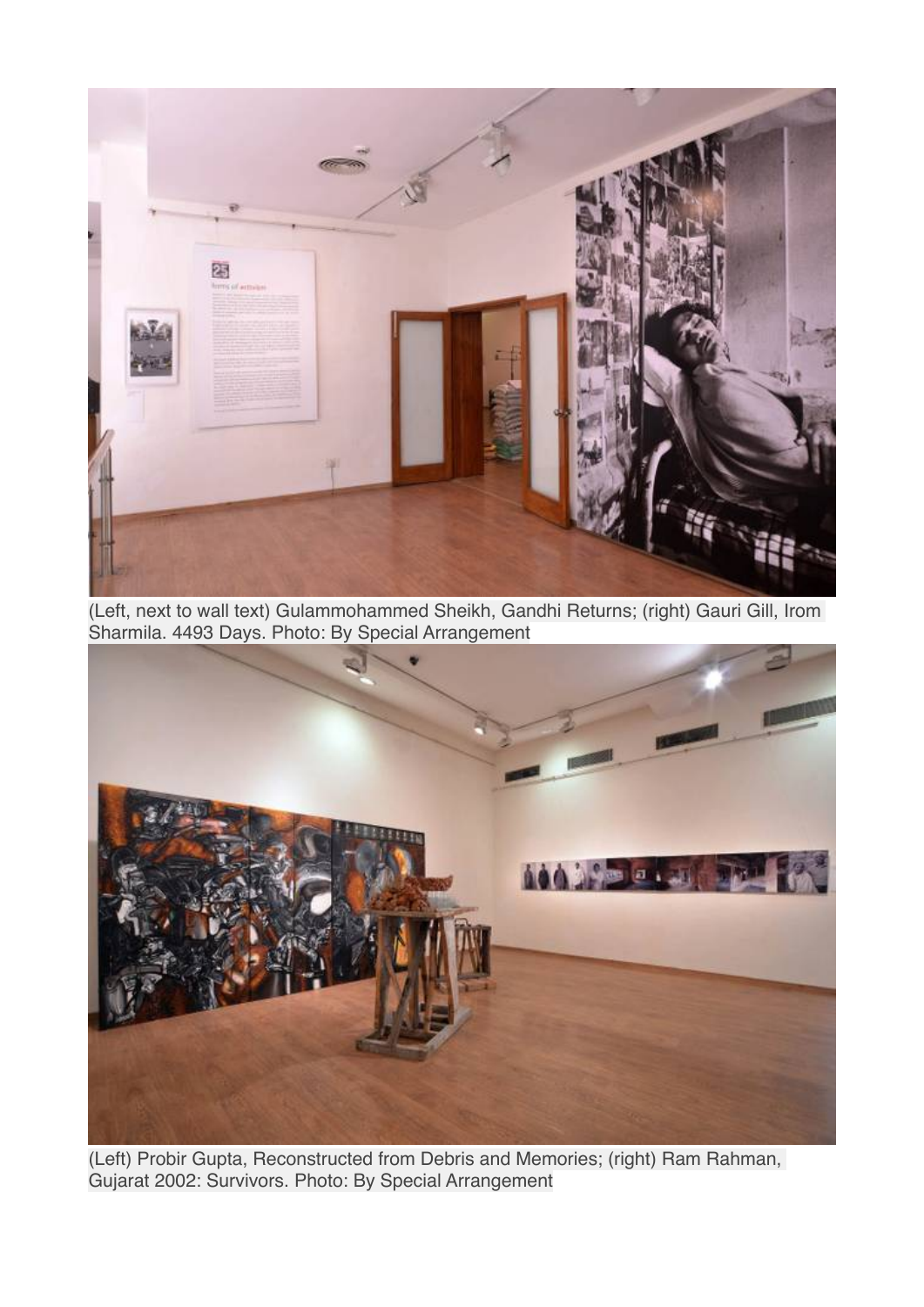(Left, next to wall text) Gulammohammed Sheikh, Gandhi Returns; (right) Gauri Gill, Irom Sharmila. 4493 Days. Photo: By Special Arrangement

(Left) Probir Gupta, Reconstructed from Debris and Memories; (right) Ram Rahman, Gujarat 2002: Survivors. Photo: By Special Arrangement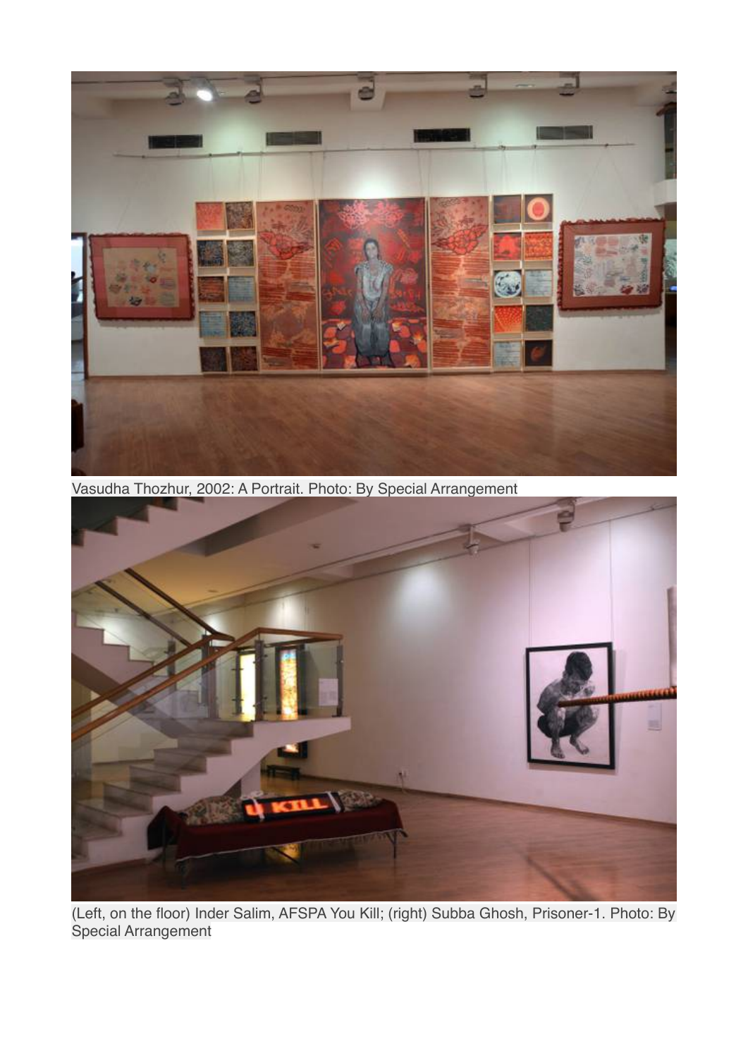Vasudha Thozhur, 2002: A Portrait. Photo: By Special Arrangement

(Left, on the floor) Inder Salim, AFSPA You Kill; (right) Subba Ghosh, Prisoner-1. Photo: By Special Arrangement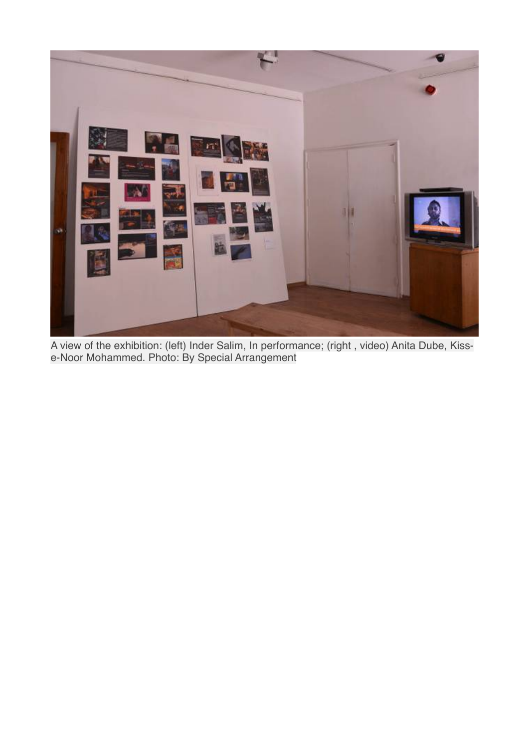A view of the exhibition: (left) Inder Salim, In performance; (right , video) Anita Dube, Kiss-e-Noor Mohammed. Photo: By Special Arrangement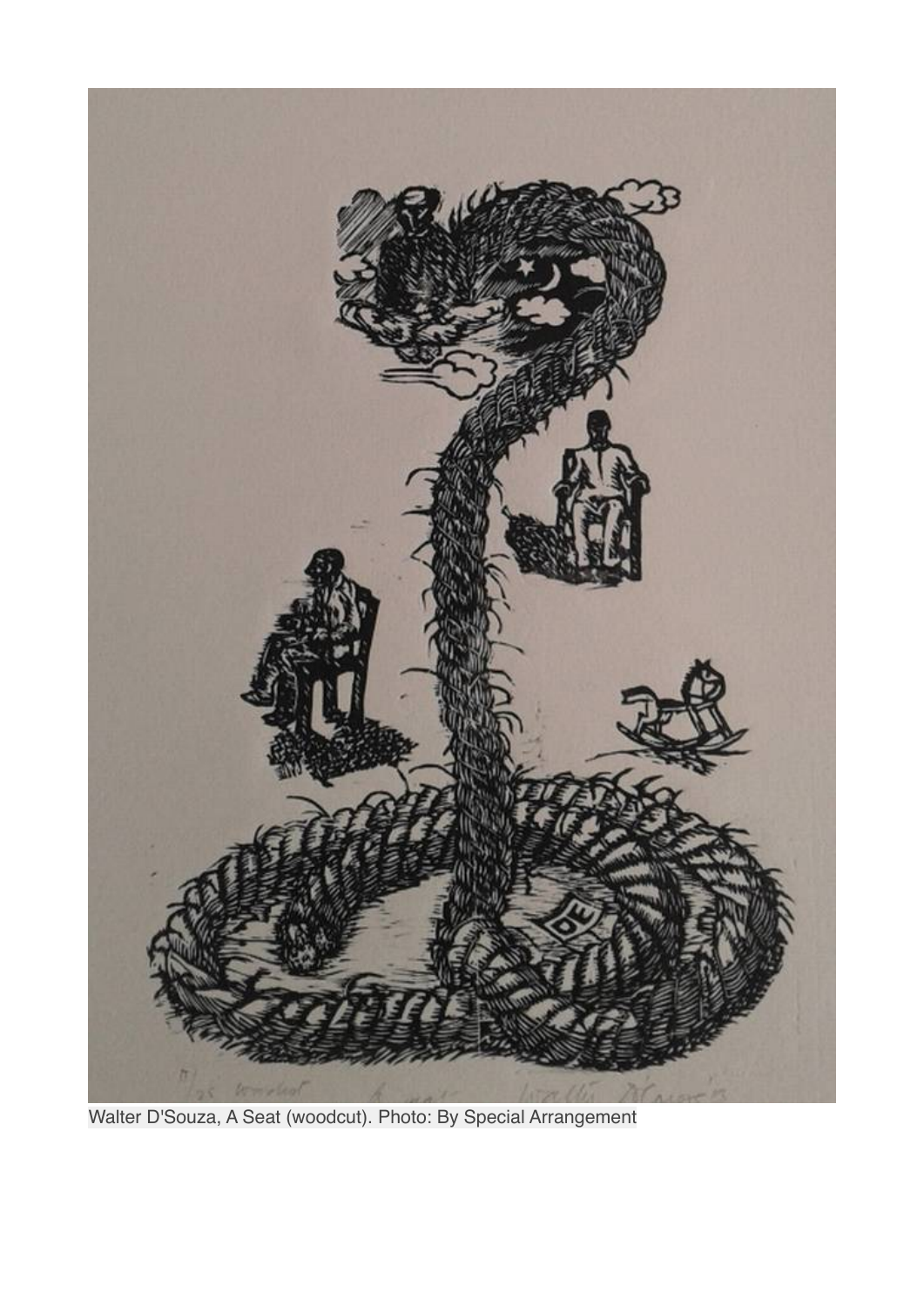Walter D'Souza, A Seat (woodcut). Photo: By Special Arrangement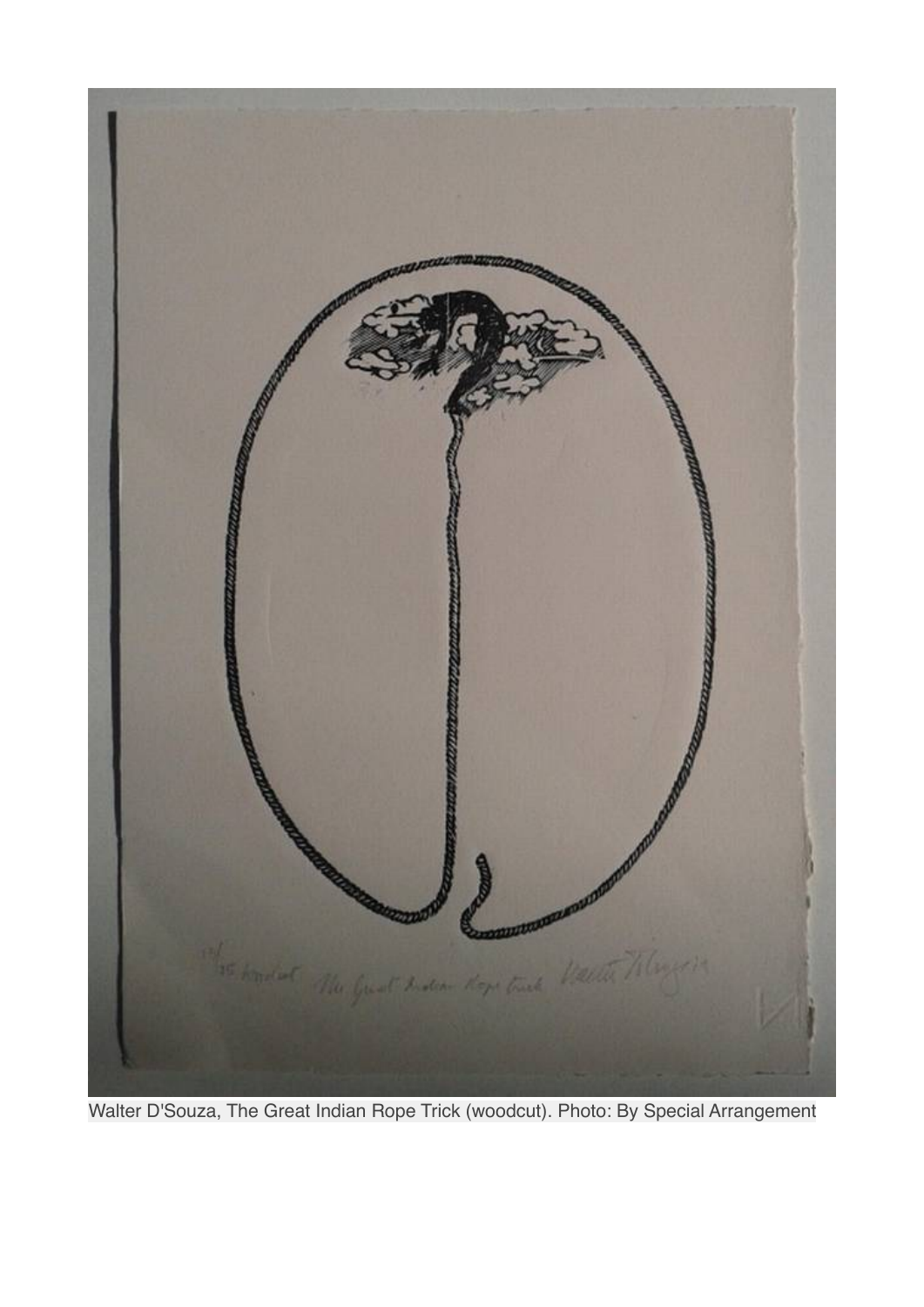Walter D'Souza, The Great Indian Rope Trick (woodcut). Photo: By Special Arrangement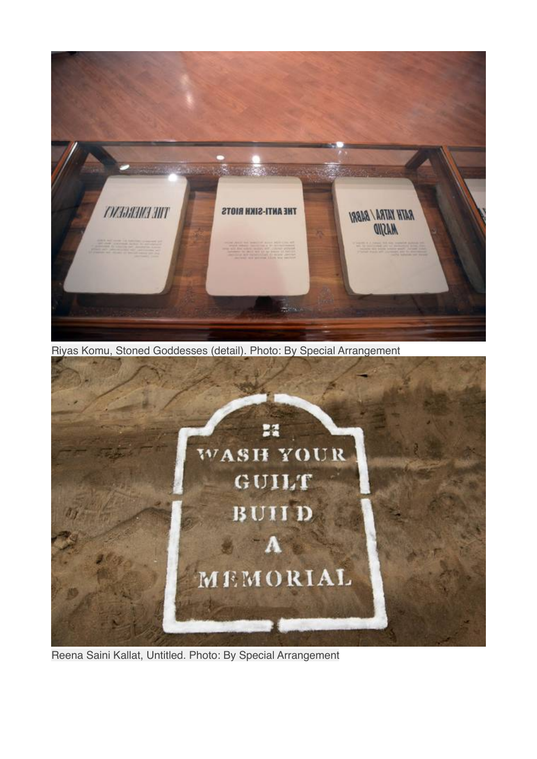Riyas Komu, Stoned Goddesses (detail). Photo: By Special Arrangement

Reena Saini Kallat, Untitled. Photo: By Special Arrangement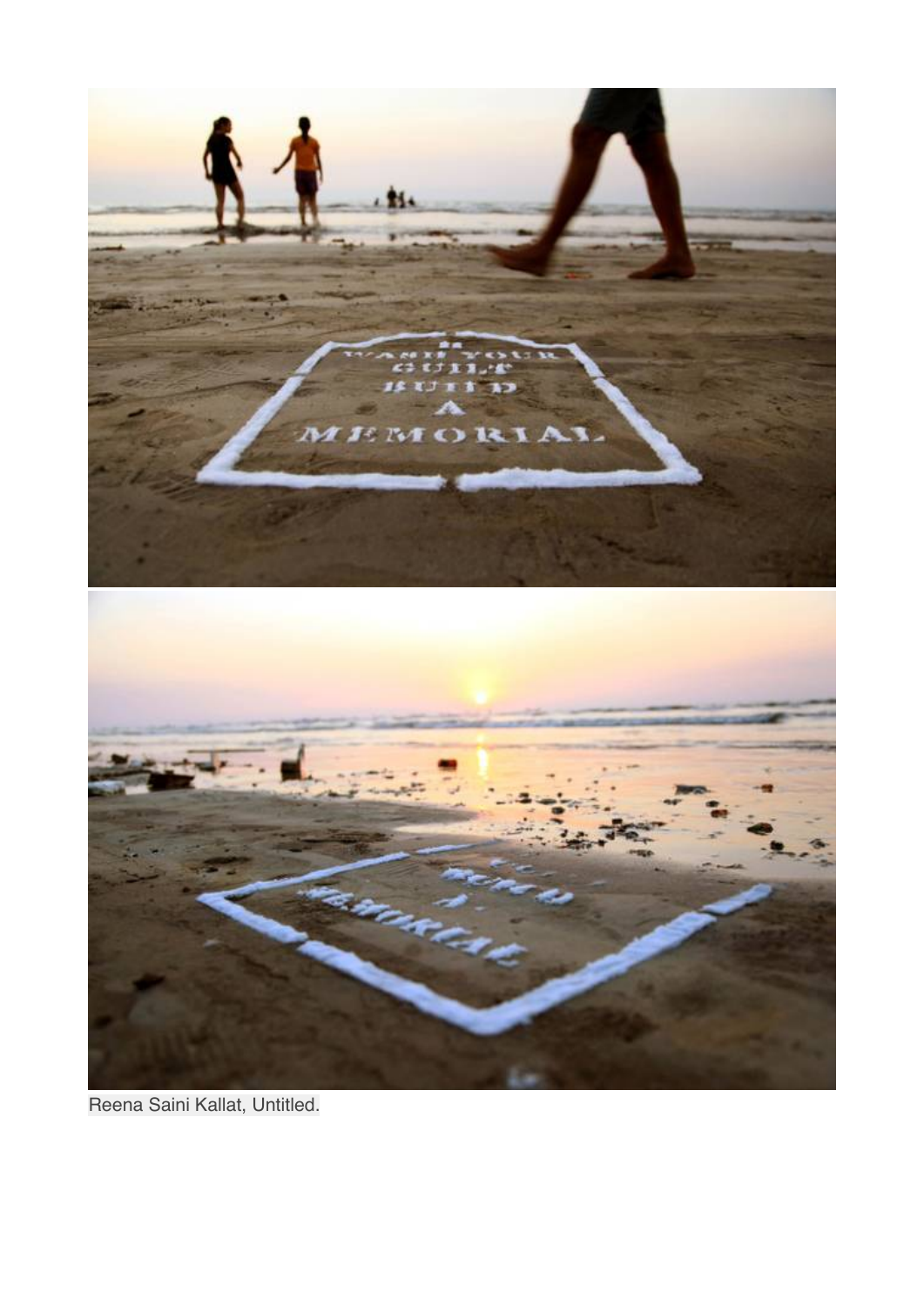Reena Saini Kallat, Untitled.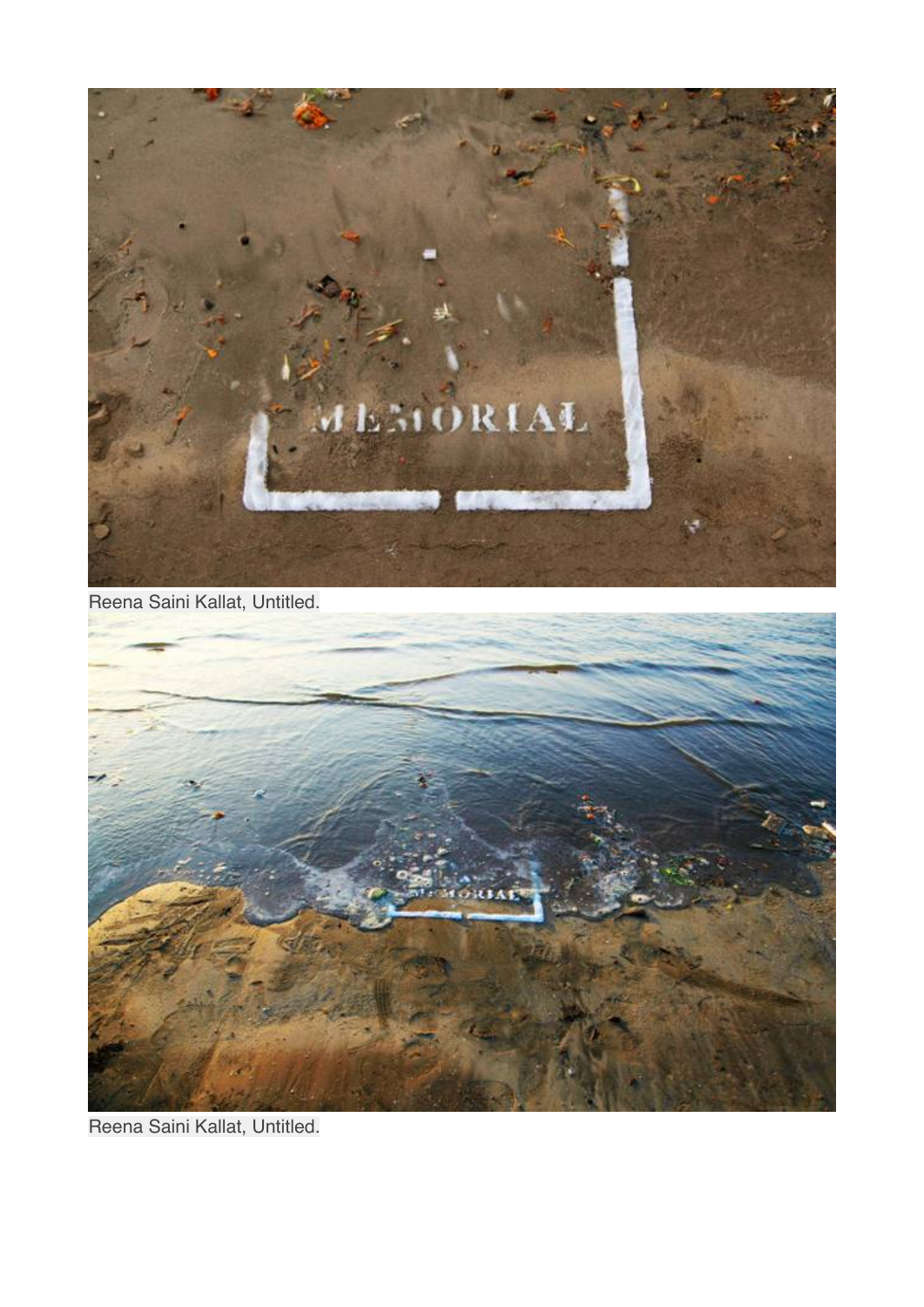Reena Saini Kallat, Untitled.

Reena Saini Kallat, Untitled.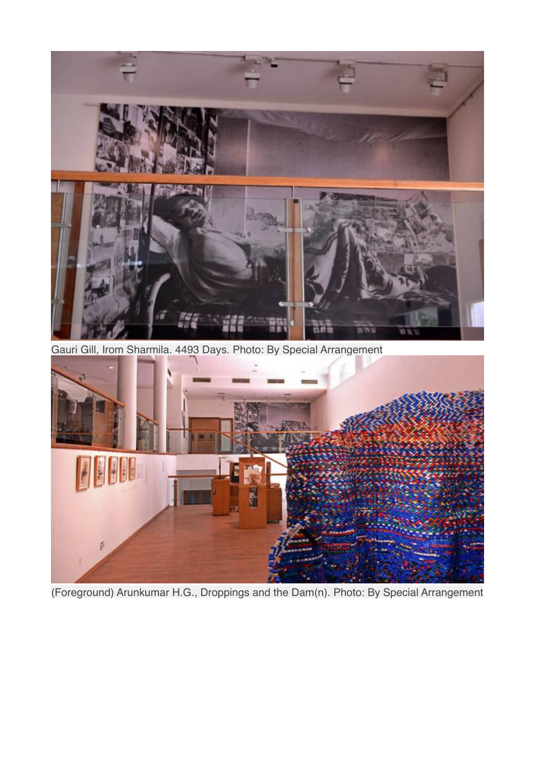Gauri Gill, Irom Sharmila. 4493 Days. Photo: By Special Arrangement

(Foreground) Arunkumar H.G., Droppings and the Dam(n). Photo: By Special Arrangement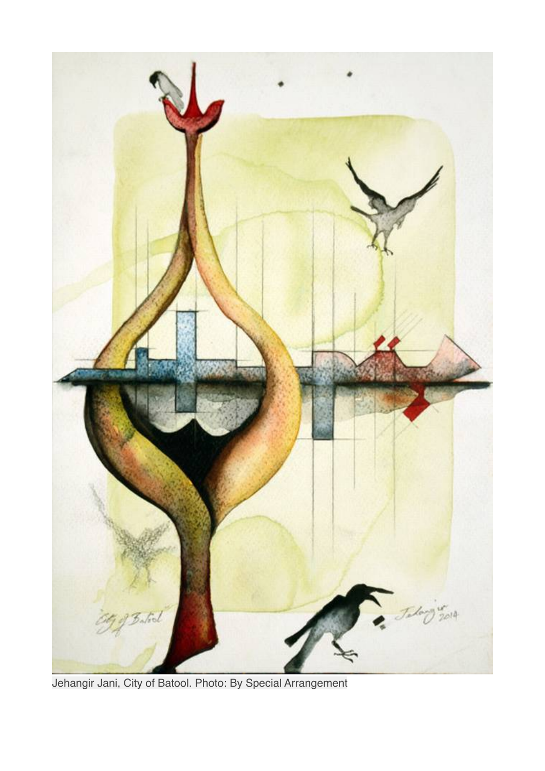Jehangir Jani, City of Batool. Photo: By Special Arrangement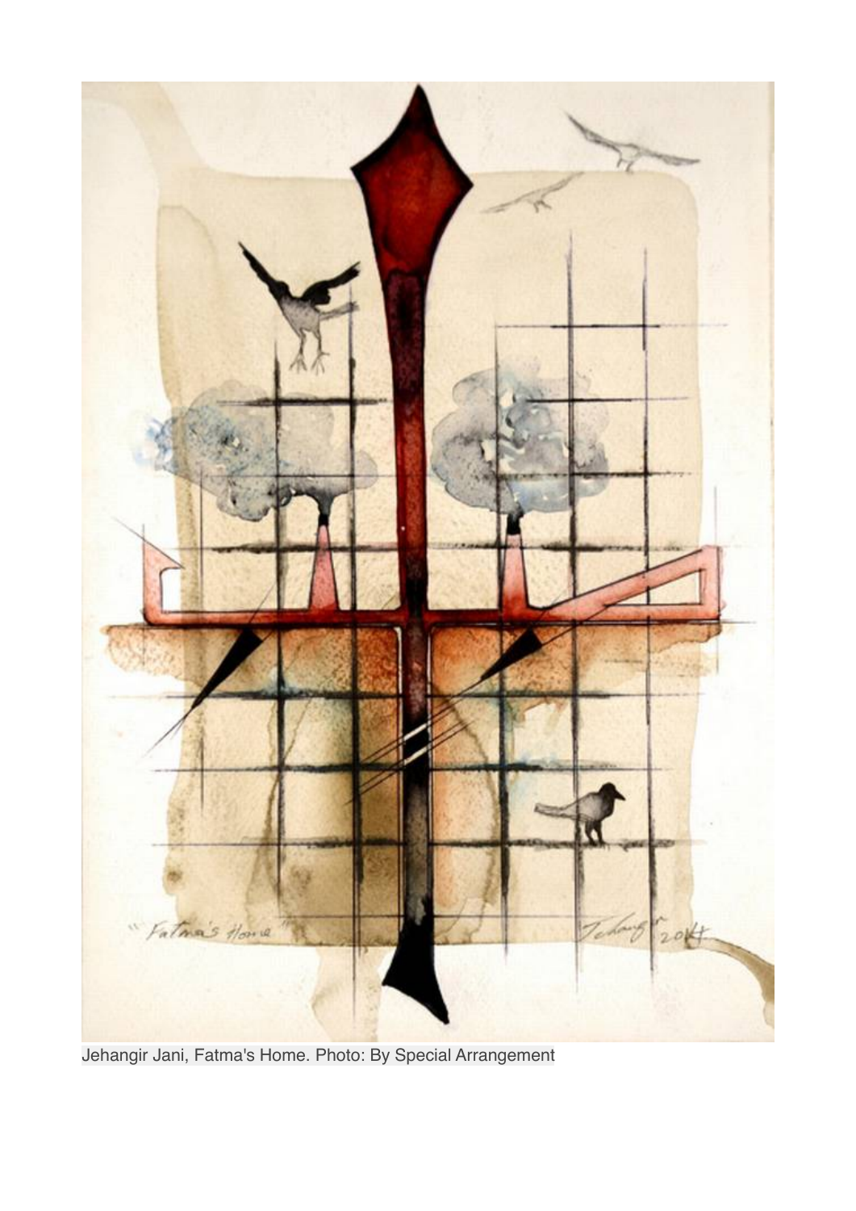Jehangir Jani, Fatma's Home. Photo: By Special Arrangement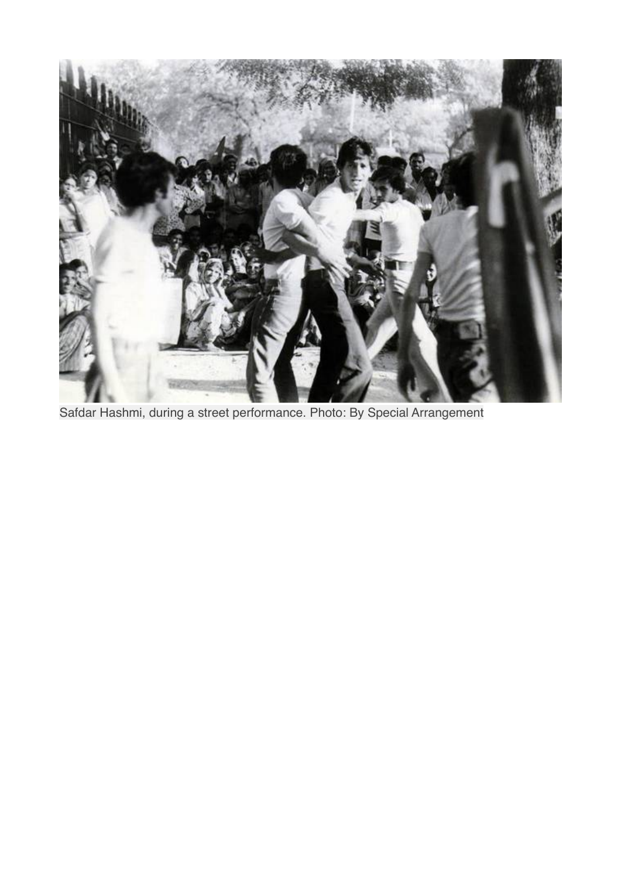Safdar Hashmi, during a street performance. Photo: By Special Arrangement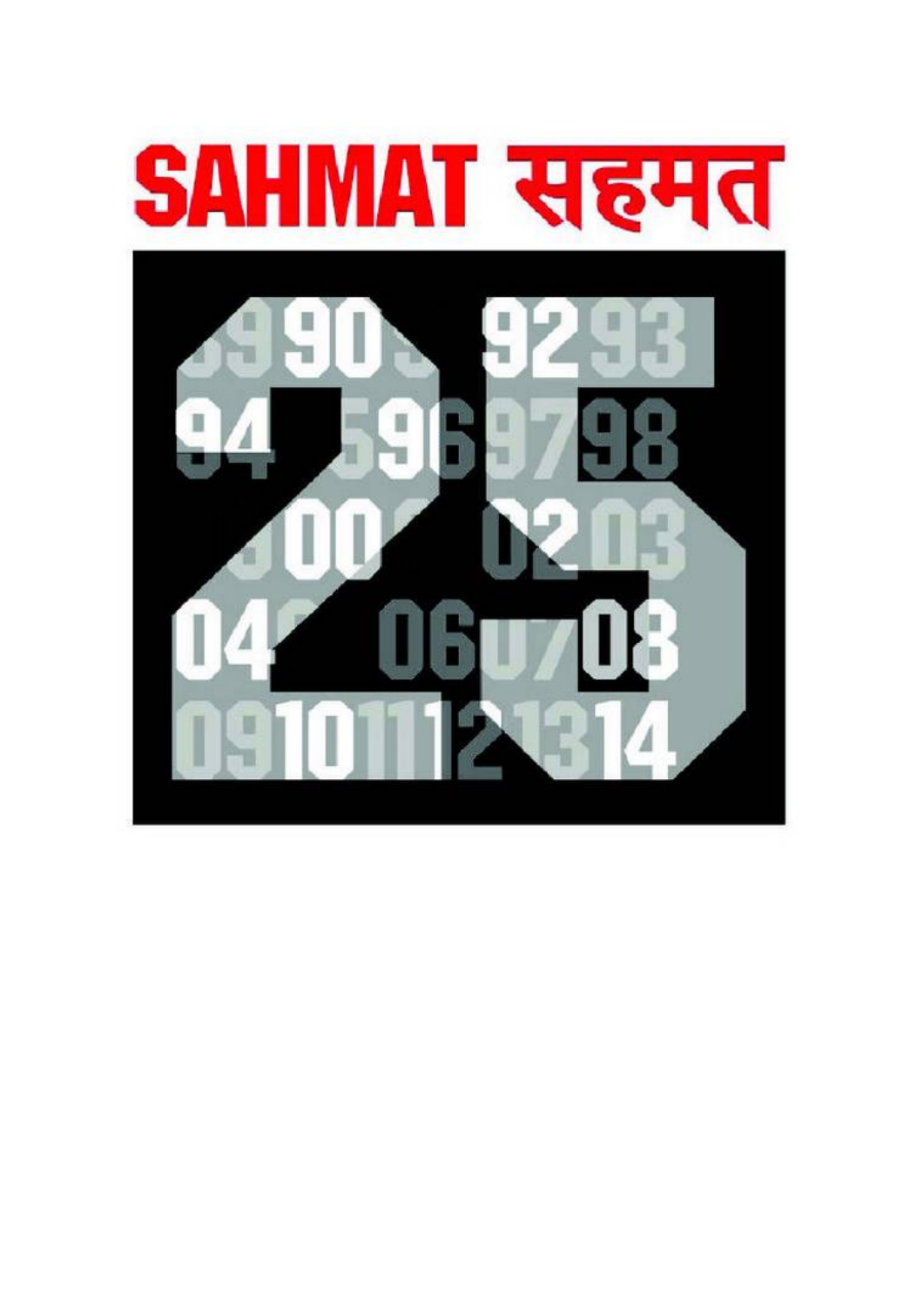# SAHMAT सहमत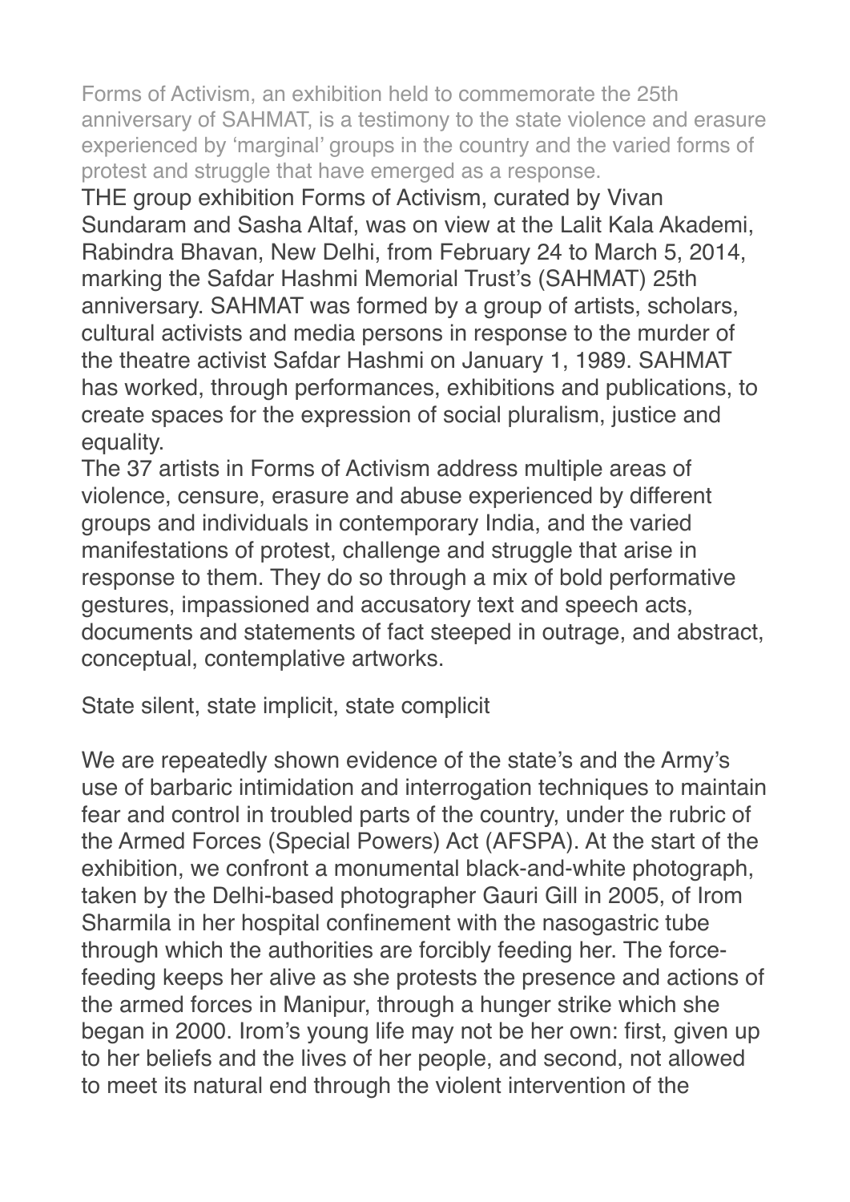Forms of Activism, an exhibition held to commemorate the 25th anniversary of SAHMAT, is a testimony to the state violence and erasure experienced by 'marginal' groups in the country and the varied forms of protest and struggle that have emerged as a response.

THE group exhibition Forms of Activism, curated by Vivan Sundaram and Sasha Altaf, was on view at the Lalit Kala Akademi, Rabindra Bhavan, New Delhi, from February 24 to March 5, 2014, marking the Safdar Hashmi Memorial Trust's (SAHMAT) 25th anniversary. SAHMAT was formed by a group of artists, scholars, cultural activists and media persons in response to the murder of the theatre activist Safdar Hashmi on January 1, 1989. SAHMAT has worked, through performances, exhibitions and publications, to create spaces for the expression of social pluralism, justice and equality.

The 37 artists in Forms of Activism address multiple areas of violence, censure, erasure and abuse experienced by different groups and individuals in contemporary India, and the varied manifestations of protest, challenge and struggle that arise in response to them. They do so through a mix of bold performative gestures, impassioned and accusatory text and speech acts, documents and statements of fact steeped in outrage, and abstract, conceptual, contemplative artworks.

## State silent, state implicit, state complicit

We are repeatedly shown evidence of the state's and the Army's use of barbaric intimidation and interrogation techniques to maintain fear and control in troubled parts of the country, under the rubric of the Armed Forces (Special Powers) Act (AFSPA). At the start of the exhibition, we confront a monumental black-and-white photograph, taken by the Delhi-based photographer Gauri Gill in 2005, of Irom Sharmila in her hospital confinement with the nasogastric tube through which the authorities are forcibly feeding her. The force-feeding keeps her alive as she protests the presence and actions of the armed forces in Manipur, through a hunger strike which she began in 2000. Irom's young life may not be her own: first, given up to her beliefs and the lives of her people, and second, not allowed to meet its natural end through the violent intervention of the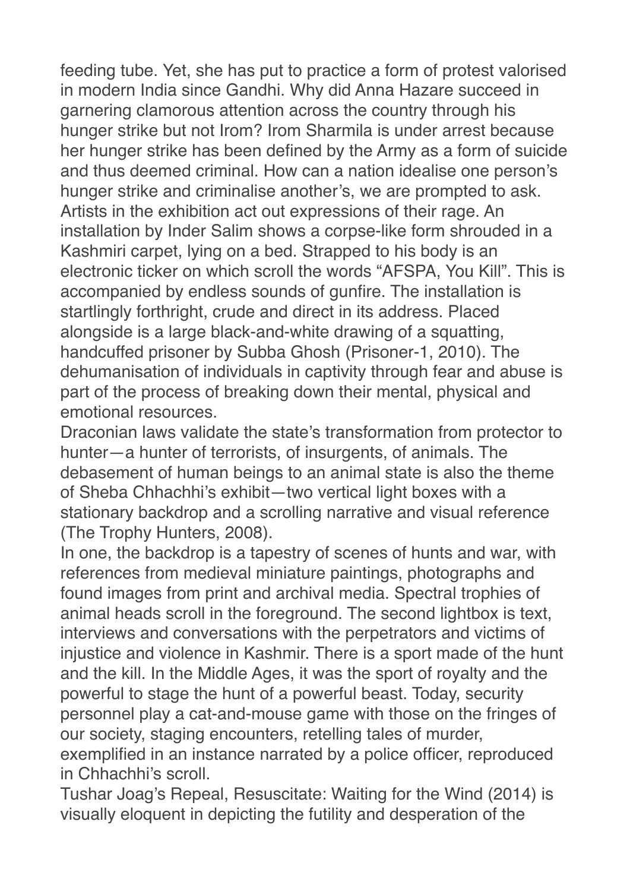feeding tube. Yet, she has put to practice a form of protest valorised in modern India since Gandhi. Why did Anna Hazare succeed in garnering clamorous attention across the country through his hunger strike but not Irom? Irom Sharmila is under arrest because her hunger strike has been defined by the Army as a form of suicide and thus deemed criminal. How can a nation idealise one person's hunger strike and criminalise another's, we are prompted to ask. Artists in the exhibition act out expressions of their rage. An installation by Inder Salim shows a corpse-like form shrouded in a Kashmiri carpet, lying on a bed. Strapped to his body is an electronic ticker on which scroll the words "AFSPA, You Kill". This is accompanied by endless sounds of gunfire. The installation is startlingly forthright, crude and direct in its address. Placed alongside is a large black-and-white drawing of a squatting, handcuffed prisoner by Subba Ghosh (Prisoner-1, 2010). The dehumanisation of individuals in captivity through fear and abuse is part of the process of breaking down their mental, physical and emotional resources.

Draconian laws validate the state's transformation from protector to hunter—a hunter of terrorists, of insurgents, of animals. The debasement of human beings to an animal state is also the theme of Sheba Chhachhi's exhibit—two vertical light boxes with a stationary backdrop and a scrolling narrative and visual reference (The Trophy Hunters, 2008).

In one, the backdrop is a tapestry of scenes of hunts and war, with references from medieval miniature paintings, photographs and found images from print and archival media. Spectral trophies of animal heads scroll in the foreground. The second lightbox is text, interviews and conversations with the perpetrators and victims of injustice and violence in Kashmir. There is a sport made of the hunt and the kill. In the Middle Ages, it was the sport of royalty and the powerful to stage the hunt of a powerful beast. Today, security personnel play a cat-and-mouse game with those on the fringes of our society, staging encounters, retelling tales of murder, exemplified in an instance narrated by a police officer, reproduced in Chhachhi's scroll.

Tushar Joag's Repeal, Resuscitate: Waiting for the Wind (2014) is visually eloquent in depicting the futility and desperation of the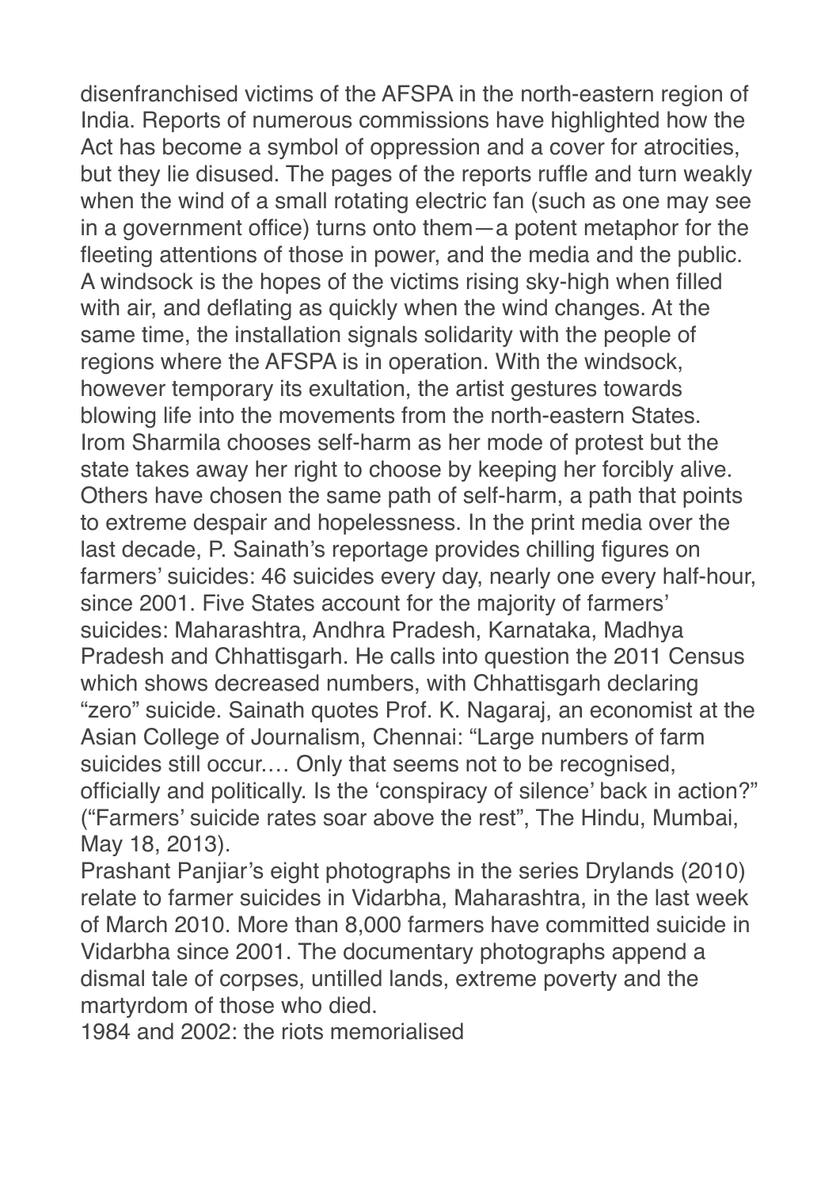disenfranchised victims of the AFSPA in the north-eastern region of India. Reports of numerous commissions have highlighted how the Act has become a symbol of oppression and a cover for atrocities, but they lie disused. The pages of the reports ruffle and turn weakly when the wind of a small rotating electric fan (such as one may see in a government office) turns onto them—a potent metaphor for the fleeting attentions of those in power, and the media and the public. A windsock is the hopes of the victims rising sky-high when filled with air, and deflating as quickly when the wind changes. At the same time, the installation signals solidarity with the people of regions where the AFSPA is in operation. With the windsock, however temporary its exultation, the artist gestures towards blowing life into the movements from the north-eastern States. Irom Sharmila chooses self-harm as her mode of protest but the state takes away her right to choose by keeping her forcibly alive. Others have chosen the same path of self-harm, a path that points to extreme despair and hopelessness. In the print media over the last decade, P. Sainath's reportage provides chilling figures on farmers' suicides: 46 suicides every day, nearly one every half-hour, since 2001. Five States account for the majority of farmers' suicides: Maharashtra, Andhra Pradesh, Karnataka, Madhya Pradesh and Chhattisgarh. He calls into question the 2011 Census which shows decreased numbers, with Chhattisgarh declaring "zero" suicide. Sainath quotes Prof. K. Nagaraj, an economist at the Asian College of Journalism, Chennai: "Large numbers of farm suicides still occur.… Only that seems not to be recognised, officially and politically. Is the 'conspiracy of silence' back in action?" ("Farmers' suicide rates soar above the rest", The Hindu, Mumbai, May 18, 2013).

Prashant Panjiar's eight photographs in the series Drylands (2010) relate to farmer suicides in Vidarbha, Maharashtra, in the last week of March 2010. More than 8,000 farmers have committed suicide in Vidarbha since 2001. The documentary photographs append a dismal tale of corpses, untilled lands, extreme poverty and the martyrdom of those who died.

## 1984 and 2002: the riots memorialised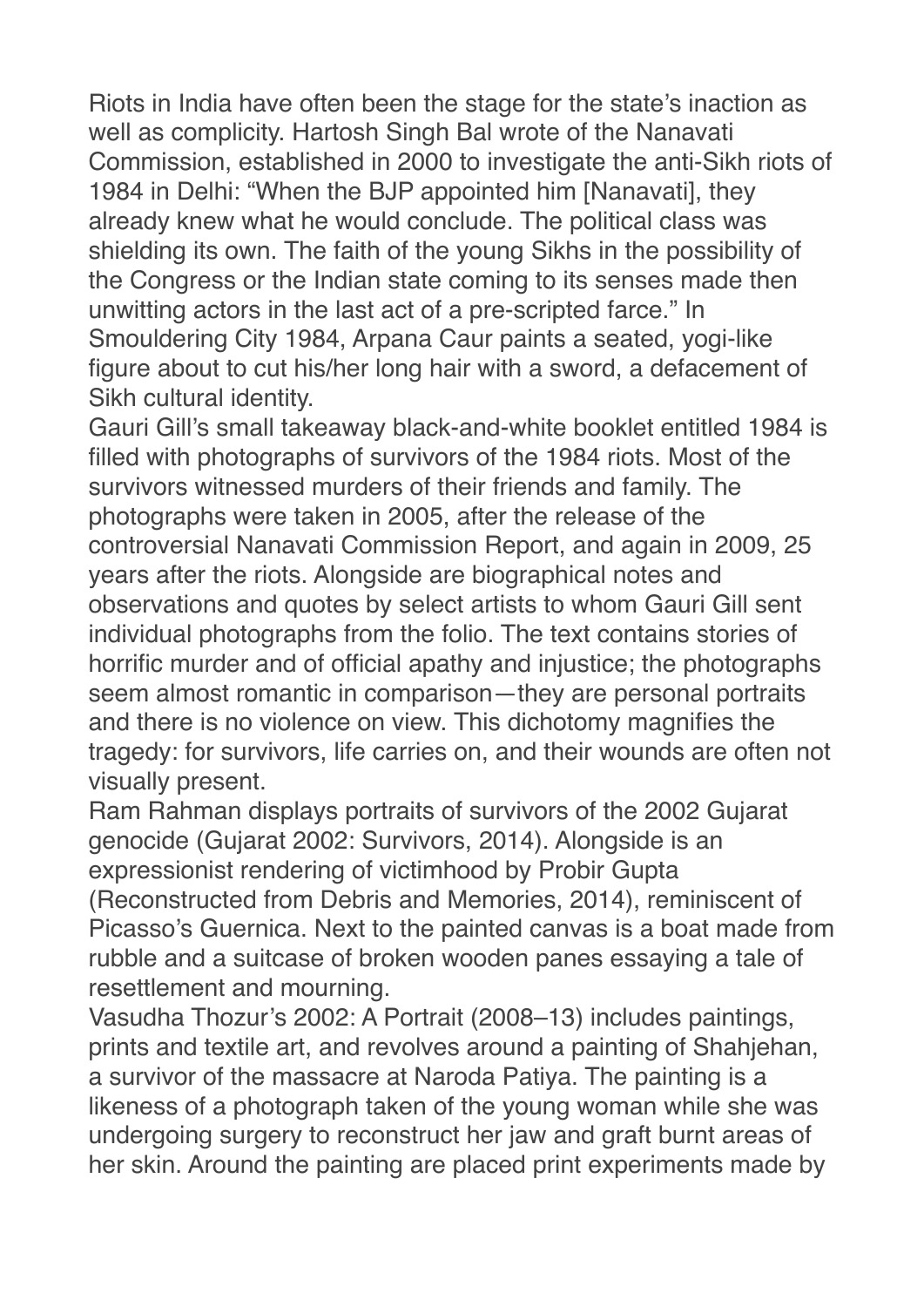Riots in India have often been the stage for the state's inaction as well as complicity. Hartosh Singh Bal wrote of the Nanavati Commission, established in 2000 to investigate the anti-Sikh riots of 1984 in Delhi: "When the BJP appointed him [Nanavati], they already knew what he would conclude. The political class was shielding its own. The faith of the young Sikhs in the possibility of the Congress or the Indian state coming to its senses made then unwitting actors in the last act of a pre-scripted farce." In Smouldering City 1984, Arpana Caur paints a seated, yogi-like figure about to cut his/her long hair with a sword, a defacement of Sikh cultural identity.

Gauri Gill's small takeaway black-and-white booklet entitled 1984 is filled with photographs of survivors of the 1984 riots. Most of the survivors witnessed murders of their friends and family. The photographs were taken in 2005, after the release of the controversial Nanavati Commission Report, and again in 2009, 25 years after the riots. Alongside are biographical notes and observations and quotes by select artists to whom Gauri Gill sent individual photographs from the folio. The text contains stories of horrific murder and of official apathy and injustice; the photographs seem almost romantic in comparison—they are personal portraits and there is no violence on view. This dichotomy magnifies the tragedy: for survivors, life carries on, and their wounds are often not visually present.

Ram Rahman displays portraits of survivors of the 2002 Gujarat genocide (Gujarat 2002: Survivors, 2014). Alongside is an expressionist rendering of victimhood by Probir Gupta (Reconstructed from Debris and Memories, 2014), reminiscent of Picasso's Guernica. Next to the painted canvas is a boat made from rubble and a suitcase of broken wooden panes essaying a tale of resettlement and mourning.

Vasudha Thozur's 2002: A Portrait (2008–13) includes paintings, prints and textile art, and revolves around a painting of Shahjehan, a survivor of the massacre at Naroda Patiya. The painting is a likeness of a photograph taken of the young woman while she was undergoing surgery to reconstruct her jaw and graft burnt areas of her skin. Around the painting are placed print experiments made by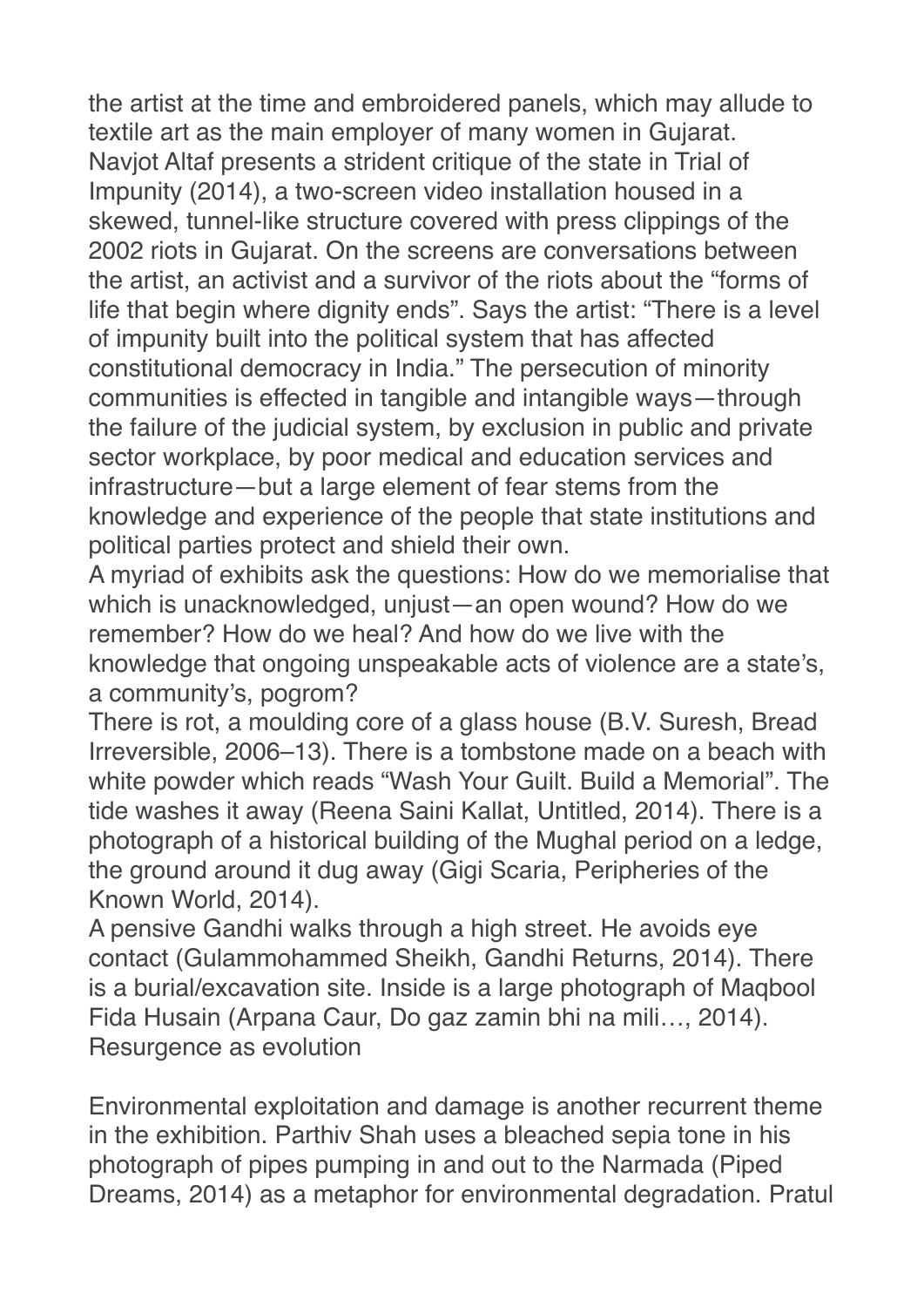the artist at the time and embroidered panels, which may allude to textile art as the main employer of many women in Gujarat.

Navjot Altaf presents a strident critique of the state in Trial of Impunity (2014), a two-screen video installation housed in a skewed, tunnel-like structure covered with press clippings of the 2002 riots in Gujarat. On the screens are conversations between the artist, an activist and a survivor of the riots about the "forms of life that begin where dignity ends". Says the artist: "There is a level of impunity built into the political system that has affected constitutional democracy in India." The persecution of minority communities is effected in tangible and intangible ways—through the failure of the judicial system, by exclusion in public and private sector workplace, by poor medical and education services and infrastructure—but a large element of fear stems from the knowledge and experience of the people that state institutions and political parties protect and shield their own.

A myriad of exhibits ask the questions: How do we memorialise that which is unacknowledged, unjust—an open wound? How do we remember? How do we heal? And how do we live with the knowledge that ongoing unspeakable acts of violence are a state's, a community's, pogrom?

There is rot, a moulding core of a glass house (B.V. Suresh, Bread Irreversible, 2006–13). There is a tombstone made on a beach with white powder which reads "Wash Your Guilt. Build a Memorial". The tide washes it away (Reena Saini Kallat, Untitled, 2014). There is a photograph of a historical building of the Mughal period on a ledge, the ground around it dug away (Gigi Scaria, Peripheries of the Known World, 2014).

A pensive Gandhi walks through a high street. He avoids eye contact (Gulammohammed Sheikh, Gandhi Returns, 2014). There is a burial/excavation site. Inside is a large photograph of Maqbool Fida Husain (Arpana Caur, Do gaz zamin bhi na mili…, 2014).

## Resurgence as evolution

Environmental exploitation and damage is another recurrent theme in the exhibition. Parthiv Shah uses a bleached sepia tone in his photograph of pipes pumping in and out to the Narmada (Piped Dreams, 2014) as a metaphor for environmental degradation. Pratul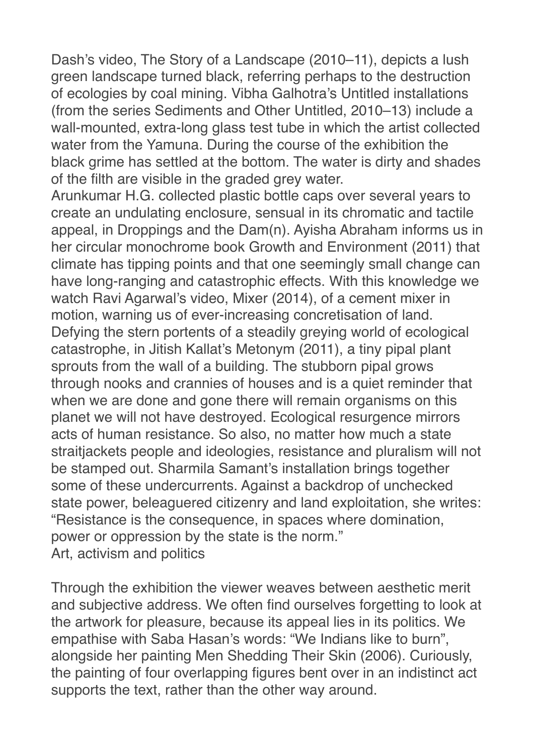Dash's video, The Story of a Landscape (2010–11), depicts a lush green landscape turned black, referring perhaps to the destruction of ecologies by coal mining. Vibha Galhotra's Untitled installations (from the series Sediments and Other Untitled, 2010–13) include a wall-mounted, extra-long glass test tube in which the artist collected water from the Yamuna. During the course of the exhibition the black grime has settled at the bottom. The water is dirty and shades of the filth are visible in the graded grey water.
Arunkumar H.G. collected plastic bottle caps over several years to create an undulating enclosure, sensual in its chromatic and tactile appeal, in Droppings and the Dam(n). Ayisha Abraham informs us in her circular monochrome book Growth and Environment (2011) that climate has tipping points and that one seemingly small change can have long-ranging and catastrophic effects. With this knowledge we watch Ravi Agarwal's video, Mixer (2014), of a cement mixer in motion, warning us of ever-increasing concretisation of land. Defying the stern portents of a steadily greying world of ecological catastrophe, in Jitish Kallat's Metonym (2011), a tiny pipal plant sprouts from the wall of a building. The stubborn pipal grows through nooks and crannies of houses and is a quiet reminder that when we are done and gone there will remain organisms on this planet we will not have destroyed. Ecological resurgence mirrors acts of human resistance. So also, no matter how much a state straitjackets people and ideologies, resistance and pluralism will not be stamped out. Sharmila Samant's installation brings together some of these undercurrents. Against a backdrop of unchecked state power, beleaguered citizenry and land exploitation, she writes: "Resistance is the consequence, in spaces where domination, power or oppression by the state is the norm."

## Art, activism and politics

Through the exhibition the viewer weaves between aesthetic merit and subjective address. We often find ourselves forgetting to look at the artwork for pleasure, because its appeal lies in its politics. We empathise with Saba Hasan's words: "We Indians like to burn", alongside her painting Men Shedding Their Skin (2006). Curiously, the painting of four overlapping figures bent over in an indistinct act supports the text, rather than the other way around.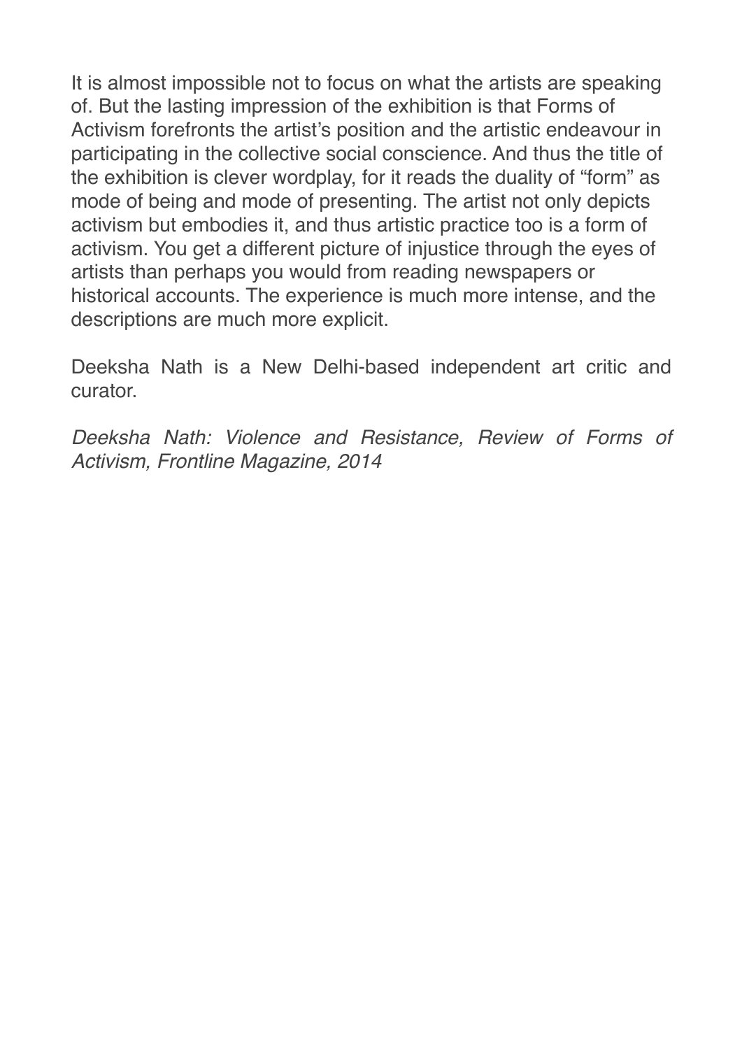It is almost impossible not to focus on what the artists are speaking of. But the lasting impression of the exhibition is that Forms of Activism forefronts the artist's position and the artistic endeavour in participating in the collective social conscience. And thus the title of the exhibition is clever wordplay, for it reads the duality of "form" as mode of being and mode of presenting. The artist not only depicts activism but embodies it, and thus artistic practice too is a form of activism. You get a different picture of injustice through the eyes of artists than perhaps you would from reading newspapers or historical accounts. The experience is much more intense, and the descriptions are much more explicit.

Deeksha Nath is a New Delhi-based independent art critic and curator.

*Deeksha Nath: Violence and Resistance, Review of Forms of Activism, Frontline Magazine, 2014*